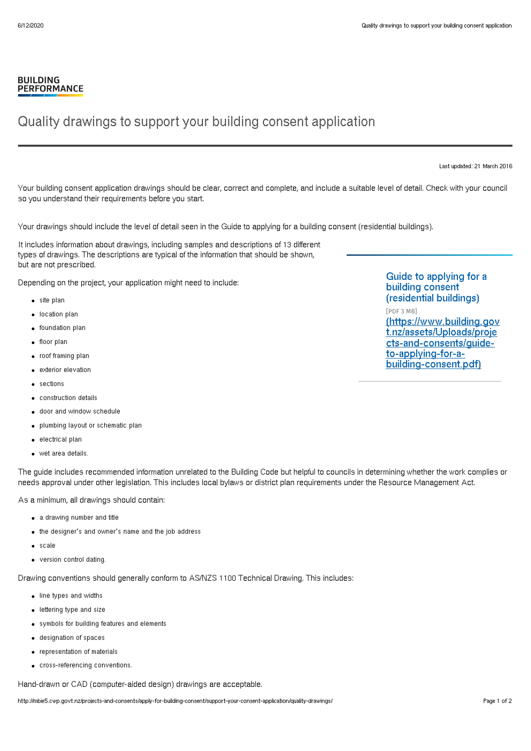**BUILDING PERFORMANCE**

# Quality drawings to support your building consent application

Last updated: 21 March 2016

Your building consent application drawings should be clear, correct and complete, and include a suitable level of detail. Check with your council so you understand their requirements before you start.

Your drawings should include the level of detail seen in the Guide to applying for a building consent (residential buildings).

It includes information about drawings, including samples and descriptions of 13 different types of drawings. The descriptions are typical of the information that should be shown, but are not prescribed.

Guide to applying for a building consent (residential buildings)
[PDF 3 MB]
(https://www.building.govt.nz/assets/Uploads/projects-and-consents/guide-to-applying-for-a-building-consent.pdf)

Depending on the project, your application might need to include:

- site plan
- location plan
- foundation plan
- floor plan
- roof framing plan
- exterior elevation
- sections
- construction details
- door and window schedule
- plumbing layout or schematic plan
- electrical plan
- wet area details.

The guide includes recommended information unrelated to the Building Code but helpful to councils in determining whether the work complies or needs approval under other legislation. This includes local bylaws or district plan requirements under the Resource Management Act.

As a minimum, all drawings should contain:

- a drawing number and title
- the designer's and owner's name and the job address
- scale
- version control dating.

Drawing conventions should generally conform to AS/NZS 1100 Technical Drawing. This includes:

- line types and widths
- lettering type and size
- symbols for building features and elements
- designation of spaces
- representation of materials
- cross-referencing conventions.

Hand-drawn or CAD (computer-aided design) drawings are acceptable.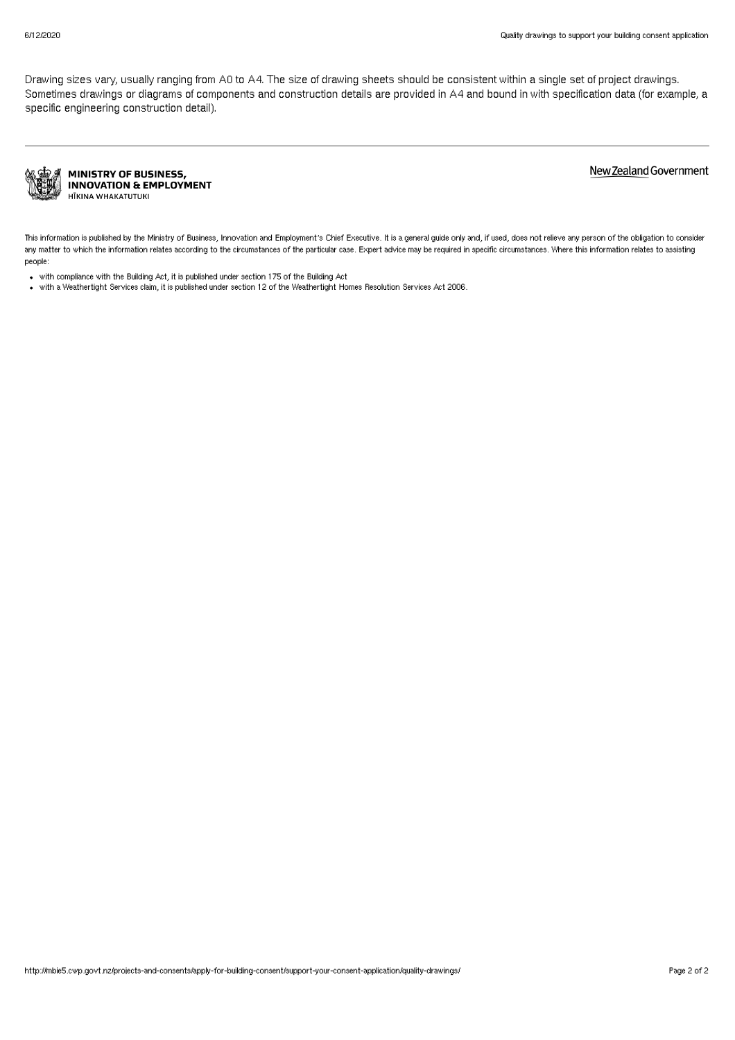Drawing sizes vary, usually ranging from A0 to A4. The size of drawing sheets should be consistent within a single set of project drawings. Sometimes drawings or diagrams of components and construction details are provided in A4 and bound in with specification data (for example, a specific engineering construction detail).

---

**MINISTRY OF BUSINESS, INNOVATION & EMPLOYMENT**
HĪKINA WHAKATUTUKI

New Zealand Government

This information is published by the Ministry of Business, Innovation and Employment's Chief Executive. It is a general guide only and, if used, does not relieve any person of the obligation to consider any matter to which the information relates according to the circumstances of the particular case. Expert advice may be required in specific circumstances. Where this information relates to assisting people:

- with compliance with the Building Act, it is published under section 175 of the Building Act
- with a Weathertight Services claim, it is published under section 12 of the Weathertight Homes Resolution Services Act 2006.